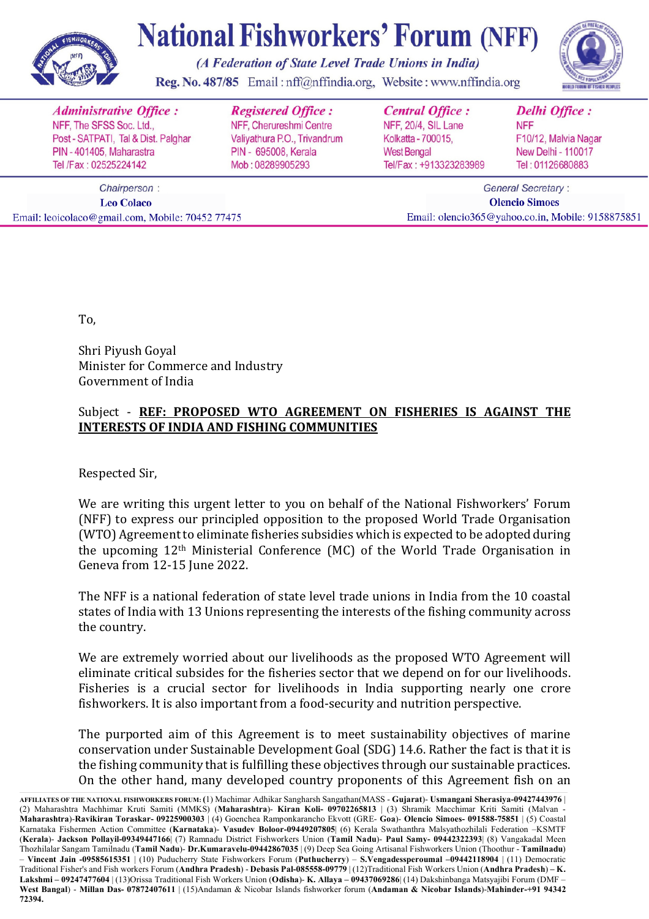# National Fishworkers' Forum (NFF)

*(A Federation of State Level Trade Unions in India)*

Reg. No. 487/85 Email : nff@nffindia.org, Website : www.nffindia.org

**Administrative Office :**
NFF, The SFSS Soc. Ltd.,
Post - SATPATI, Tal & Dist. Palghar
PIN - 401405, Maharastra
Tel /Fax : 02525224142

**Registered Office :**
NFF, Cherureshmi Centre
Valiyathura P.O., Trivandrum
PIN - 695008, Kerala
Mob : 08289905293

**Central Office :**
NFF, 20/4, SIL Lane
Kolkatta - 700015,
West Bengal
Tel/Fax : +913323283989

**Delhi Office :**
NFF
F10/12, Malvia Nagar
New Delhi - 110017
Tel : 01126680883

Chairperson :
**Leo Colaco**
Email: leoicolaco@gmail.com, Mobile: 70452 77475

General Secretary :
**Olencio Simoes**
Email: olencio365@yahoo.co.in, Mobile: 9158875851

To,

Shri Piyush Goyal
Minister for Commerce and Industry
Government of India

Subject - **REF: PROPOSED WTO AGREEMENT ON FISHERIES IS AGAINST THE INTERESTS OF INDIA AND FISHING COMMUNITIES**

Respected Sir,

We are writing this urgent letter to you on behalf of the National Fishworkers' Forum (NFF) to express our principled opposition to the proposed World Trade Organisation (WTO) Agreement to eliminate fisheries subsidies which is expected to be adopted during the upcoming 12th Ministerial Conference (MC) of the World Trade Organisation in Geneva from 12-15 June 2022.

The NFF is a national federation of state level trade unions in India from the 10 coastal states of India with 13 Unions representing the interests of the fishing community across the country.

We are extremely worried about our livelihoods as the proposed WTO Agreement will eliminate critical subsides for the fisheries sector that we depend on for our livelihoods. Fisheries is a crucial sector for livelihoods in India supporting nearly one crore fishworkers. It is also important from a food-security and nutrition perspective.

The purported aim of this Agreement is to meet sustainability objectives of marine conservation under Sustainable Development Goal (SDG) 14.6. Rather the fact is that it is the fishing community that is fulfilling these objectives through our sustainable practices. On the other hand, many developed country proponents of this Agreement fish on an

**AFFILIATES OF THE NATIONAL FISHWORKERS FORUM:** (1) Machimar Adhikar Sangharsh Sangathan(MASS - **Gujarat**)- **Usmangani Sherasiya-09427443976** | (2) Maharashtra Machhimar Kruti Samiti (MMKS) (**Maharashtra**)- **Kiran Koli- 09702265813** | (3) Shramik Macchimar Kriti Samiti (Malvan - **Maharashtra**)-**Ravikiran Toraskar- 09225900303** | (4) Goenchea Ramponkarancho Ekvott (GRE- **Goa**)- **Olencio Simoes- 091588-75851** | (5) Coastal Karnataka Fishermen Action Committee (**Karnataka**)- **Vasudev Boloor-09449207805**| (6) Kerala Swathanthra Malsyathozhilali Federation –KSMTF (**Kerala**)- **Jackson Pollayil-09349447166**| (7) Ramnadu District Fishworkers Union (**Tamil Nadu**)- **Paul Samy- 09442322393**| (8) Vangakadal Meen Thozhilalar Sangam Tamilnadu (**Tamil Nadu**)- **Dr.Kumaravelu-09442867035** | (9) Deep Sea Going Artisanal Fishworkers Union (Thoothur - **Tamilnadu**) – **Vincent Jain -09585615351** | (10) Puducherry State Fishworkers Forum (**Puthucherry**) – **S.Vengadessperoumal –09442118904** | (11) Democratic Traditional Fisher's and Fish workers Forum (**Andhra Pradesh**) - **Debasis Pal-085558-09779** | (12)Traditional Fish Workers Union (**Andhra Pradesh**) – **K. Lakshmi – 09247477604** | (13)Orissa Traditional Fish Workers Union (**Odisha**)- **K. Allaya – 09437069286**| (14) Dakshinbanga Matsyajibi Forum (DMF – **West Bangal**) - **Millan Das- 07872407611** | (15)Andaman & Nicobar Islands fishworker forum (**Andaman & Nicobar Islands**)-**Mahinder-+91 94342 72394.**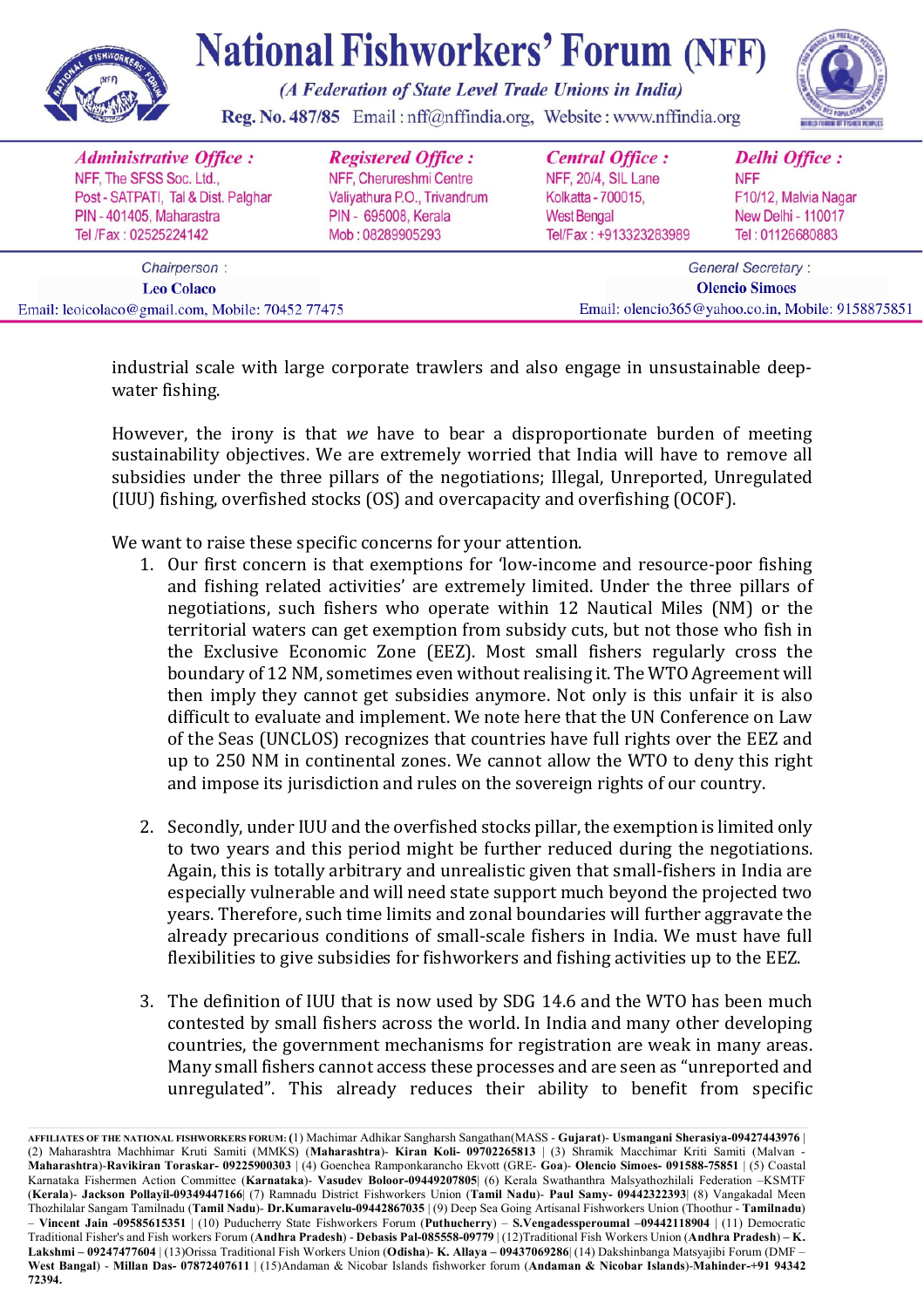industrial scale with large corporate trawlers and also engage in unsustainable deep-water fishing.

However, the irony is that *we* have to bear a disproportionate burden of meeting sustainability objectives. We are extremely worried that India will have to remove all subsidies under the three pillars of the negotiations; Illegal, Unreported, Unregulated (IUU) fishing, overfished stocks (OS) and overcapacity and overfishing (OCOF).

We want to raise these specific concerns for your attention.

1. Our first concern is that exemptions for 'low-income and resource-poor fishing and fishing related activities' are extremely limited. Under the three pillars of negotiations, such fishers who operate within 12 Nautical Miles (NM) or the territorial waters can get exemption from subsidy cuts, but not those who fish in the Exclusive Economic Zone (EEZ). Most small fishers regularly cross the boundary of 12 NM, sometimes even without realising it. The WTO Agreement will then imply they cannot get subsidies anymore. Not only is this unfair it is also difficult to evaluate and implement. We note here that the UN Conference on Law of the Seas (UNCLOS) recognizes that countries have full rights over the EEZ and up to 250 NM in continental zones. We cannot allow the WTO to deny this right and impose its jurisdiction and rules on the sovereign rights of our country.

2. Secondly, under IUU and the overfished stocks pillar, the exemption is limited only to two years and this period might be further reduced during the negotiations. Again, this is totally arbitrary and unrealistic given that small-fishers in India are especially vulnerable and will need state support much beyond the projected two years. Therefore, such time limits and zonal boundaries will further aggravate the already precarious conditions of small-scale fishers in India. We must have full flexibilities to give subsidies for fishworkers and fishing activities up to the EEZ.

3. The definition of IUU that is now used by SDG 14.6 and the WTO has been much contested by small fishers across the world. In India and many other developing countries, the government mechanisms for registration are weak in many areas. Many small fishers cannot access these processes and are seen as "unreported and unregulated". This already reduces their ability to benefit from specific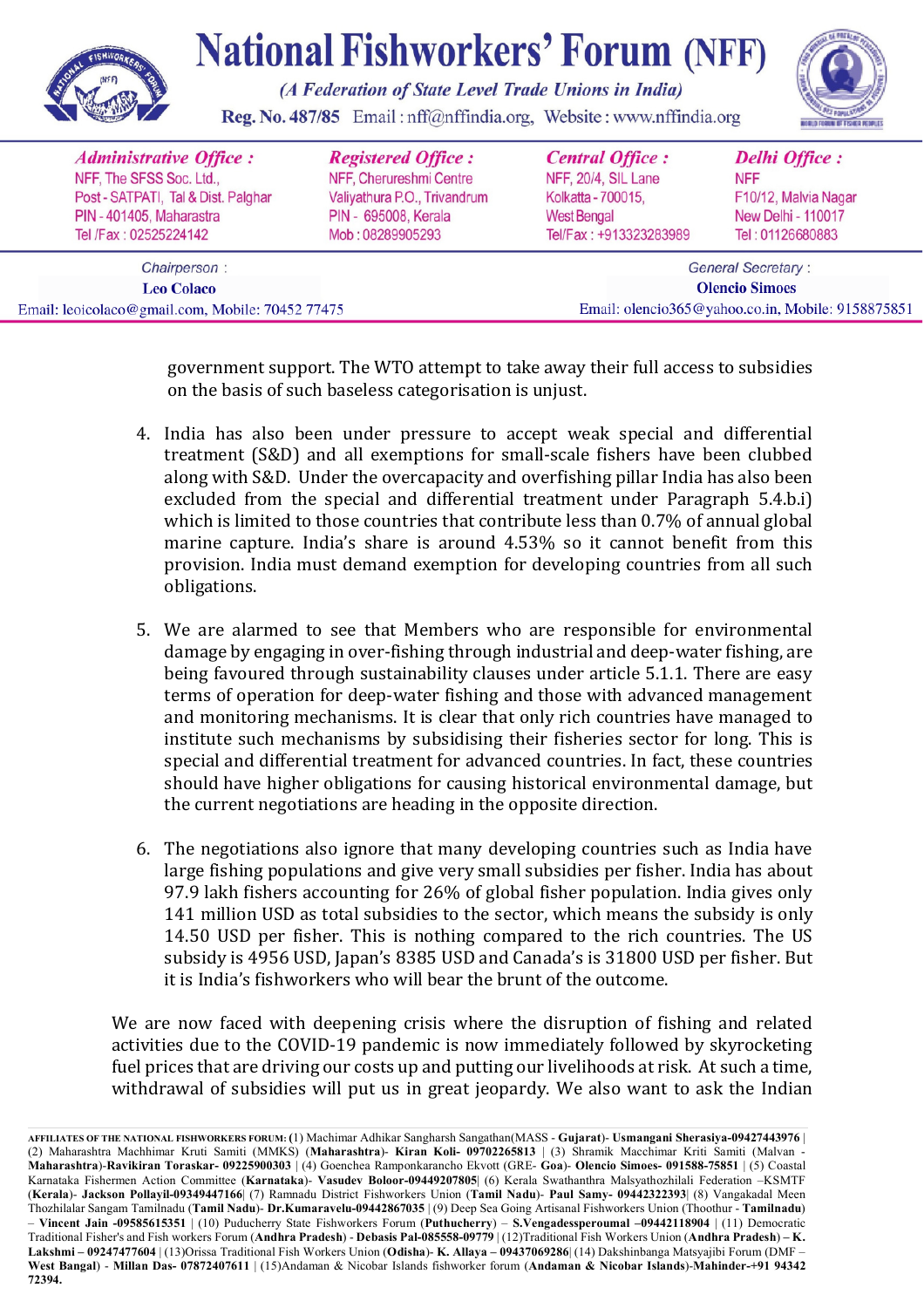government support. The WTO attempt to take away their full access to subsidies on the basis of such baseless categorisation is unjust.

4. India has also been under pressure to accept weak special and differential treatment (S&D) and all exemptions for small-scale fishers have been clubbed along with S&D. Under the overcapacity and overfishing pillar India has also been excluded from the special and differential treatment under Paragraph 5.4.b.i) which is limited to those countries that contribute less than 0.7% of annual global marine capture. India's share is around 4.53% so it cannot benefit from this provision. India must demand exemption for developing countries from all such obligations.

5. We are alarmed to see that Members who are responsible for environmental damage by engaging in over-fishing through industrial and deep-water fishing, are being favoured through sustainability clauses under article 5.1.1. There are easy terms of operation for deep-water fishing and those with advanced management and monitoring mechanisms. It is clear that only rich countries have managed to institute such mechanisms by subsidising their fisheries sector for long. This is special and differential treatment for advanced countries. In fact, these countries should have higher obligations for causing historical environmental damage, but the current negotiations are heading in the opposite direction.

6. The negotiations also ignore that many developing countries such as India have large fishing populations and give very small subsidies per fisher. India has about 97.9 lakh fishers accounting for 26% of global fisher population. India gives only 141 million USD as total subsidies to the sector, which means the subsidy is only 14.50 USD per fisher. This is nothing compared to the rich countries. The US subsidy is 4956 USD, Japan's 8385 USD and Canada's is 31800 USD per fisher. But it is India's fishworkers who will bear the brunt of the outcome.

We are now faced with deepening crisis where the disruption of fishing and related activities due to the COVID-19 pandemic is now immediately followed by skyrocketing fuel prices that are driving our costs up and putting our livelihoods at risk. At such a time, withdrawal of subsidies will put us in great jeopardy. We also want to ask the Indian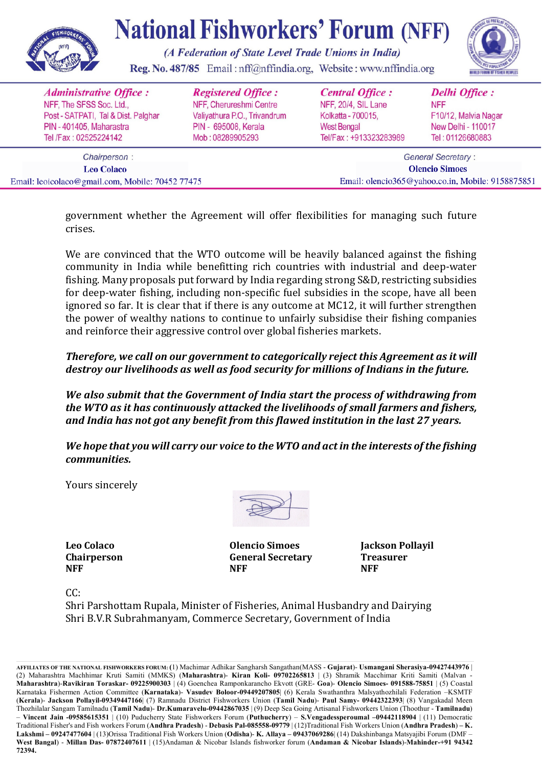government whether the Agreement will offer flexibilities for managing such future crises.

We are convinced that the WTO outcome will be heavily balanced against the fishing community in India while benefitting rich countries with industrial and deep-water fishing. Many proposals put forward by India regarding strong S&D, restricting subsidies for deep-water fishing, including non-specific fuel subsidies in the scope, have all been ignored so far. It is clear that if there is any outcome at MC12, it will further strengthen the power of wealthy nations to continue to unfairly subsidise their fishing companies and reinforce their aggressive control over global fisheries markets.

***Therefore, we call on our government to categorically reject this Agreement as it will destroy our livelihoods as well as food security for millions of Indians in the future.***

***We also submit that the Government of India start the process of withdrawing from the WTO as it has continuously attacked the livelihoods of small farmers and fishers, and India has not got any benefit from this flawed institution in the last 27 years.***

***We hope that you will carry our voice to the WTO and act in the interests of the fishing communities.***

Yours sincerely

| | | |
|---|---|---|
| **Leo Colaco** | **Olencio Simoes** | **Jackson Pollayil** |
| **Chairperson** | **General Secretary** | **Treasurer** |
| **NFF** | **NFF** | **NFF** |

CC:
Shri Parshottam Rupala, Minister of Fisheries, Animal Husbandry and Dairying
Shri B.V.R Subrahmanyam, Commerce Secretary, Government of India

**AFFILIATES OF THE NATIONAL FISHWORKERS FORUM:** (1) Machimar Adhikar Sangharsh Sangathan(MASS - **Gujarat**)- **Usmangani Sherasiya-09427443976** | (2) Maharashtra Machhimar Kruti Samiti (MMKS) (**Maharashtra**)- **Kiran Koli- 09702265813** | (3) Shramik Macchimar Kriti Samiti (Malvan - **Maharashtra**)-**Ravikiran Toraskar- 09225900303** | (4) Goenchea Ramponkarancho Ekvott (GRE- **Goa**)- **Olencio Simoes- 091588-75851** | (5) Coastal Karnataka Fishermen Action Committee (**Karnataka**)- **Vasudev Boloor-09449207805**| (6) Kerala Swathanthra Malsyathozhilali Federation –KSMTF (**Kerala**)- **Jackson Pollayil-09349447166**| (7) Ramnadu District Fishworkers Union (**Tamil Nadu**)- **Paul Samy- 09442322393**| (8) Vangakadal Meen Thozhilalar Sangam Tamilnadu (**Tamil Nadu**)- **Dr.Kumaravelu-09442867035** | (9) Deep Sea Going Artisanal Fishworkers Union (Thoothur - **Tamilnadu**) – **Vincent Jain -09585615351** | (10) Puducherry State Fishworkers Forum (**Puthucherry**) – **S.Vengadessperoumal –09442118904** | (11) Democratic Traditional Fisher's and Fish workers Forum (**Andhra Pradesh**) - **Debasis Pal-085558-09779** | (12)Traditional Fish Workers Union (**Andhra Pradesh**) **– K. Lakshmi – 09247477604** | (13)Orissa Traditional Fish Workers Union (**Odisha**)- **K. Allaya – 09437069286**| (14) Dakshinbanga Matsyajibi Forum (DMF – **West Bangal**) - **Millan Das- 07872407611** | (15)Andaman & Nicobar Islands fishworker forum (**Andaman & Nicobar Islands**)-**Mahinder-+91 94342 72394.**